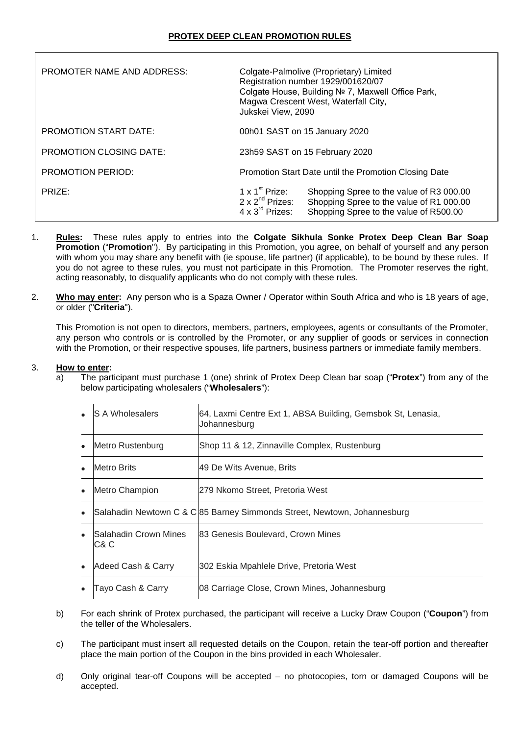# PROTEX DEEP CLEAN PROMOTION RULES

| | |
|---|---|
| PROMOTER NAME AND ADDRESS: | Colgate-Palmolive (Proprietary) Limited<br>Registration number 1929/001620/07<br>Colgate House, Building № 7, Maxwell Office Park,<br>Magwa Crescent West, Waterfall City,<br>Jukskei View, 2090 |
| PROMOTION START DATE: | 00h01 SAST on 15 January 2020 |
| PROMOTION CLOSING DATE: | 23h59 SAST on 15 February 2020 |
| PROMOTION PERIOD: | Promotion Start Date until the Promotion Closing Date |
| PRIZE: | 1 x 1st Prize: Shopping Spree to the value of R3 000.00<br>2 x 2nd Prizes: Shopping Spree to the value of R1 000.00<br>4 x 3rd Prizes: Shopping Spree to the value of R500.00 |

1. **Rules:** These rules apply to entries into the **Colgate Sikhula Sonke Protex Deep Clean Bar Soap Promotion** ("**Promotion**"). By participating in this Promotion, you agree, on behalf of yourself and any person with whom you may share any benefit with (ie spouse, life partner) (if applicable), to be bound by these rules. If you do not agree to these rules, you must not participate in this Promotion. The Promoter reserves the right, acting reasonably, to disqualify applicants who do not comply with these rules.

2. **Who may enter:** Any person who is a Spaza Owner / Operator within South Africa and who is 18 years of age, or older ("**Criteria**").

   This Promotion is not open to directors, members, partners, employees, agents or consultants of the Promoter, any person who controls or is controlled by the Promoter, or any supplier of goods or services in connection with the Promotion, or their respective spouses, life partners, business partners or immediate family members.

3. **How to enter:**
   a) The participant must purchase 1 (one) shrink of Protex Deep Clean bar soap ("**Protex**") from any of the below participating wholesalers ("**Wholesalers**"):

| Wholesaler | Address |
|---|---|
| S A Wholesalers | 64, Laxmi Centre Ext 1, ABSA Building, Gemsbok St, Lenasia, Johannesburg |
| Metro Rustenburg | Shop 11 & 12, Zinnaville Complex, Rustenburg |
| Metro Brits | 49 De Wits Avenue, Brits |
| Metro Champion | 279 Nkomo Street, Pretoria West |
| Salahadin Newtown C & C | 85 Barney Simmonds Street, Newtown, Johannesburg |
| Salahadin Crown Mines C& C | 83 Genesis Boulevard, Crown Mines |
| Adeed Cash & Carry | 302 Eskia Mpahlele Drive, Pretoria West |
| Tayo Cash & Carry | 08 Carriage Close, Crown Mines, Johannesburg |

   b) For each shrink of Protex purchased, the participant will receive a Lucky Draw Coupon ("**Coupon**") from the teller of the Wholesalers.

   c) The participant must insert all requested details on the Coupon, retain the tear-off portion and thereafter place the main portion of the Coupon in the bins provided in each Wholesaler.

   d) Only original tear-off Coupons will be accepted – no photocopies, torn or damaged Coupons will be accepted.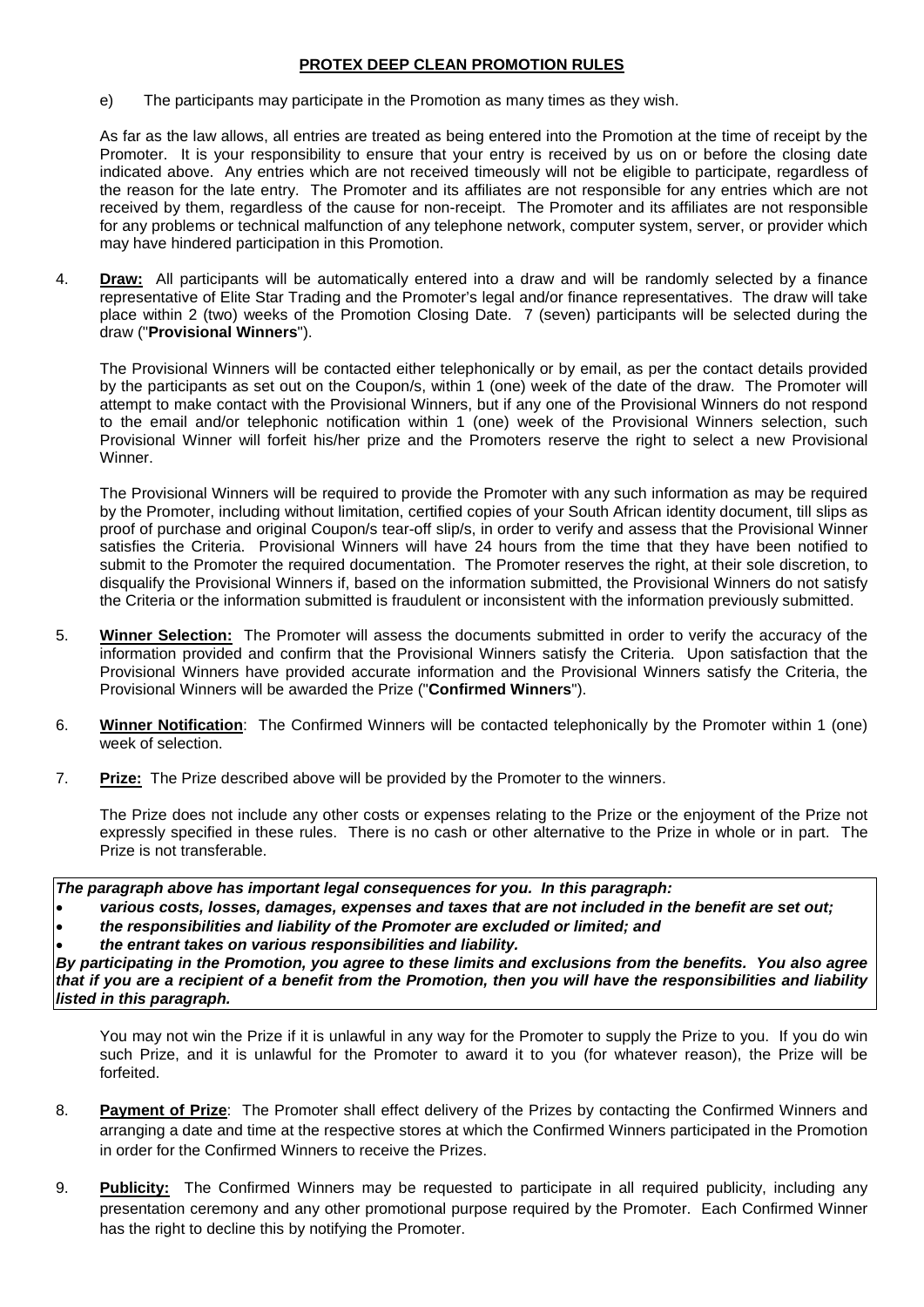**PROTEX DEEP CLEAN PROMOTION RULES**

e) The participants may participate in the Promotion as many times as they wish.

As far as the law allows, all entries are treated as being entered into the Promotion at the time of receipt by the Promoter. It is your responsibility to ensure that your entry is received by us on or before the closing date indicated above. Any entries which are not received timeously will not be eligible to participate, regardless of the reason for the late entry. The Promoter and its affiliates are not responsible for any entries which are not received by them, regardless of the cause for non-receipt. The Promoter and its affiliates are not responsible for any problems or technical malfunction of any telephone network, computer system, server, or provider which may have hindered participation in this Promotion.

4. **Draw:** All participants will be automatically entered into a draw and will be randomly selected by a finance representative of Elite Star Trading and the Promoter's legal and/or finance representatives. The draw will take place within 2 (two) weeks of the Promotion Closing Date. 7 (seven) participants will be selected during the draw ("**Provisional Winners**").

   The Provisional Winners will be contacted either telephonically or by email, as per the contact details provided by the participants as set out on the Coupon/s, within 1 (one) week of the date of the draw. The Promoter will attempt to make contact with the Provisional Winners, but if any one of the Provisional Winners do not respond to the email and/or telephonic notification within 1 (one) week of the Provisional Winners selection, such Provisional Winner will forfeit his/her prize and the Promoters reserve the right to select a new Provisional Winner.

   The Provisional Winners will be required to provide the Promoter with any such information as may be required by the Promoter, including without limitation, certified copies of your South African identity document, till slips as proof of purchase and original Coupon/s tear-off slip/s, in order to verify and assess that the Provisional Winner satisfies the Criteria. Provisional Winners will have 24 hours from the time that they have been notified to submit to the Promoter the required documentation. The Promoter reserves the right, at their sole discretion, to disqualify the Provisional Winners if, based on the information submitted, the Provisional Winners do not satisfy the Criteria or the information submitted is fraudulent or inconsistent with the information previously submitted.

5. **Winner Selection:** The Promoter will assess the documents submitted in order to verify the accuracy of the information provided and confirm that the Provisional Winners satisfy the Criteria. Upon satisfaction that the Provisional Winners have provided accurate information and the Provisional Winners satisfy the Criteria, the Provisional Winners will be awarded the Prize ("**Confirmed Winners**").

6. **Winner Notification**: The Confirmed Winners will be contacted telephonically by the Promoter within 1 (one) week of selection.

7. **Prize:** The Prize described above will be provided by the Promoter to the winners.

   The Prize does not include any other costs or expenses relating to the Prize or the enjoyment of the Prize not expressly specified in these rules. There is no cash or other alternative to the Prize in whole or in part. The Prize is not transferable.

***The paragraph above has important legal consequences for you. In this paragraph:***

- ***various costs, losses, damages, expenses and taxes that are not included in the benefit are set out;***
- ***the responsibilities and liability of the Promoter are excluded or limited; and***
- ***the entrant takes on various responsibilities and liability.***

***By participating in the Promotion, you agree to these limits and exclusions from the benefits. You also agree that if you are a recipient of a benefit from the Promotion, then you will have the responsibilities and liability listed in this paragraph.***

   You may not win the Prize if it is unlawful in any way for the Promoter to supply the Prize to you. If you do win such Prize, and it is unlawful for the Promoter to award it to you (for whatever reason), the Prize will be forfeited.

8. **Payment of Prize**: The Promoter shall effect delivery of the Prizes by contacting the Confirmed Winners and arranging a date and time at the respective stores at which the Confirmed Winners participated in the Promotion in order for the Confirmed Winners to receive the Prizes.

9. **Publicity:** The Confirmed Winners may be requested to participate in all required publicity, including any presentation ceremony and any other promotional purpose required by the Promoter. Each Confirmed Winner has the right to decline this by notifying the Promoter.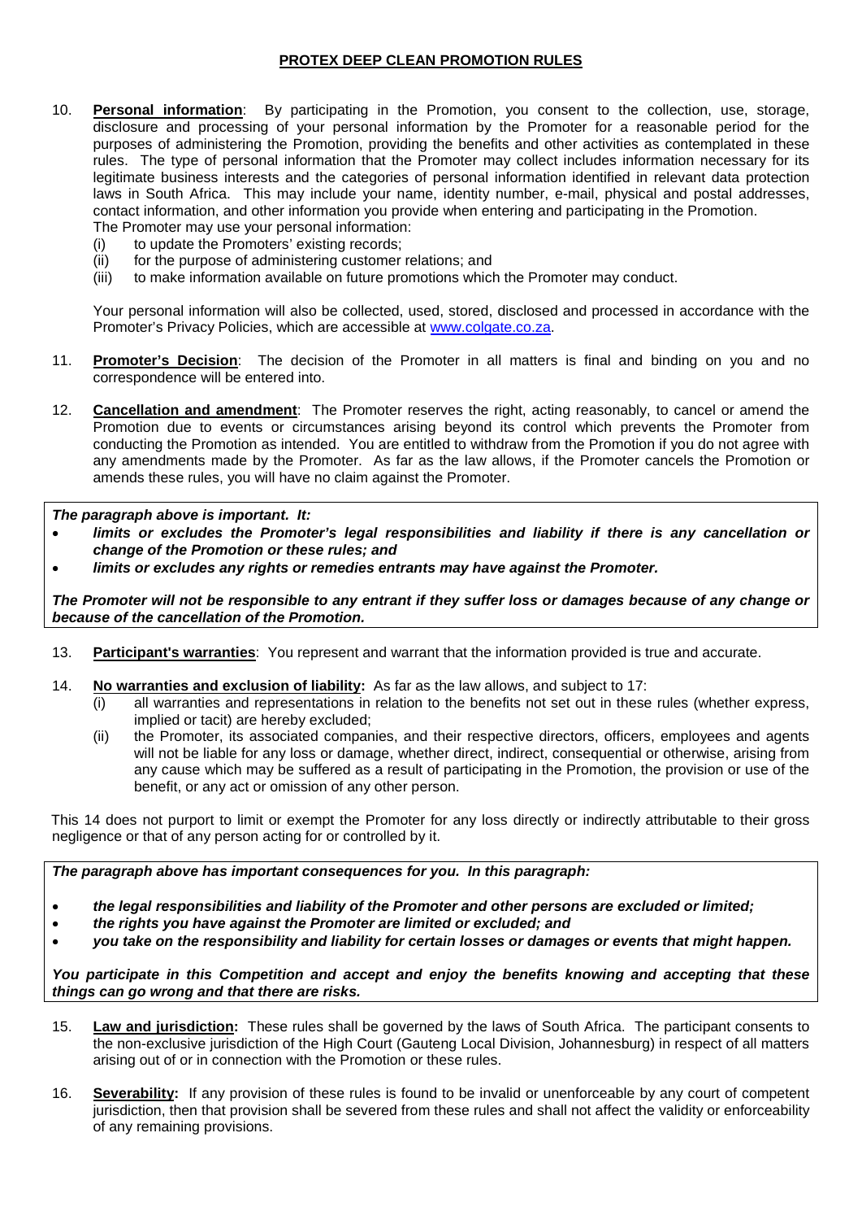**PROTEX DEEP CLEAN PROMOTION RULES**

10. **Personal information**: By participating in the Promotion, you consent to the collection, use, storage, disclosure and processing of your personal information by the Promoter for a reasonable period for the purposes of administering the Promotion, providing the benefits and other activities as contemplated in these rules. The type of personal information that the Promoter may collect includes information necessary for its legitimate business interests and the categories of personal information identified in relevant data protection laws in South Africa. This may include your name, identity number, e-mail, physical and postal addresses, contact information, and other information you provide when entering and participating in the Promotion.
    The Promoter may use your personal information:
    (i) to update the Promoters' existing records;
    (ii) for the purpose of administering customer relations; and
    (iii) to make information available on future promotions which the Promoter may conduct.

    Your personal information will also be collected, used, stored, disclosed and processed in accordance with the Promoter's Privacy Policies, which are accessible at www.colgate.co.za.

11. **Promoter's Decision**: The decision of the Promoter in all matters is final and binding on you and no correspondence will be entered into.

12. **Cancellation and amendment**: The Promoter reserves the right, acting reasonably, to cancel or amend the Promotion due to events or circumstances arising beyond its control which prevents the Promoter from conducting the Promotion as intended. You are entitled to withdraw from the Promotion if you do not agree with any amendments made by the Promoter. As far as the law allows, if the Promoter cancels the Promotion or amends these rules, you will have no claim against the Promoter.

***The paragraph above is important. It:***

- ***limits or excludes the Promoter's legal responsibilities and liability if there is any cancellation or change of the Promotion or these rules; and***
- ***limits or excludes any rights or remedies entrants may have against the Promoter.***

***The Promoter will not be responsible to any entrant if they suffer loss or damages because of any change or because of the cancellation of the Promotion.***

13. **Participant's warranties**: You represent and warrant that the information provided is true and accurate.

14. **No warranties and exclusion of liability:** As far as the law allows, and subject to 17:
    (i) all warranties and representations in relation to the benefits not set out in these rules (whether express, implied or tacit) are hereby excluded;
    (ii) the Promoter, its associated companies, and their respective directors, officers, employees and agents will not be liable for any loss or damage, whether direct, indirect, consequential or otherwise, arising from any cause which may be suffered as a result of participating in the Promotion, the provision or use of the benefit, or any act or omission of any other person.

This 14 does not purport to limit or exempt the Promoter for any loss directly or indirectly attributable to their gross negligence or that of any person acting for or controlled by it.

***The paragraph above has important consequences for you. In this paragraph:***

- ***the legal responsibilities and liability of the Promoter and other persons are excluded or limited;***
- ***the rights you have against the Promoter are limited or excluded; and***
- ***you take on the responsibility and liability for certain losses or damages or events that might happen.***

***You participate in this Competition and accept and enjoy the benefits knowing and accepting that these things can go wrong and that there are risks.***

15. **Law and jurisdiction:** These rules shall be governed by the laws of South Africa. The participant consents to the non-exclusive jurisdiction of the High Court (Gauteng Local Division, Johannesburg) in respect of all matters arising out of or in connection with the Promotion or these rules.

16. **Severability:** If any provision of these rules is found to be invalid or unenforceable by any court of competent jurisdiction, then that provision shall be severed from these rules and shall not affect the validity or enforceability of any remaining provisions.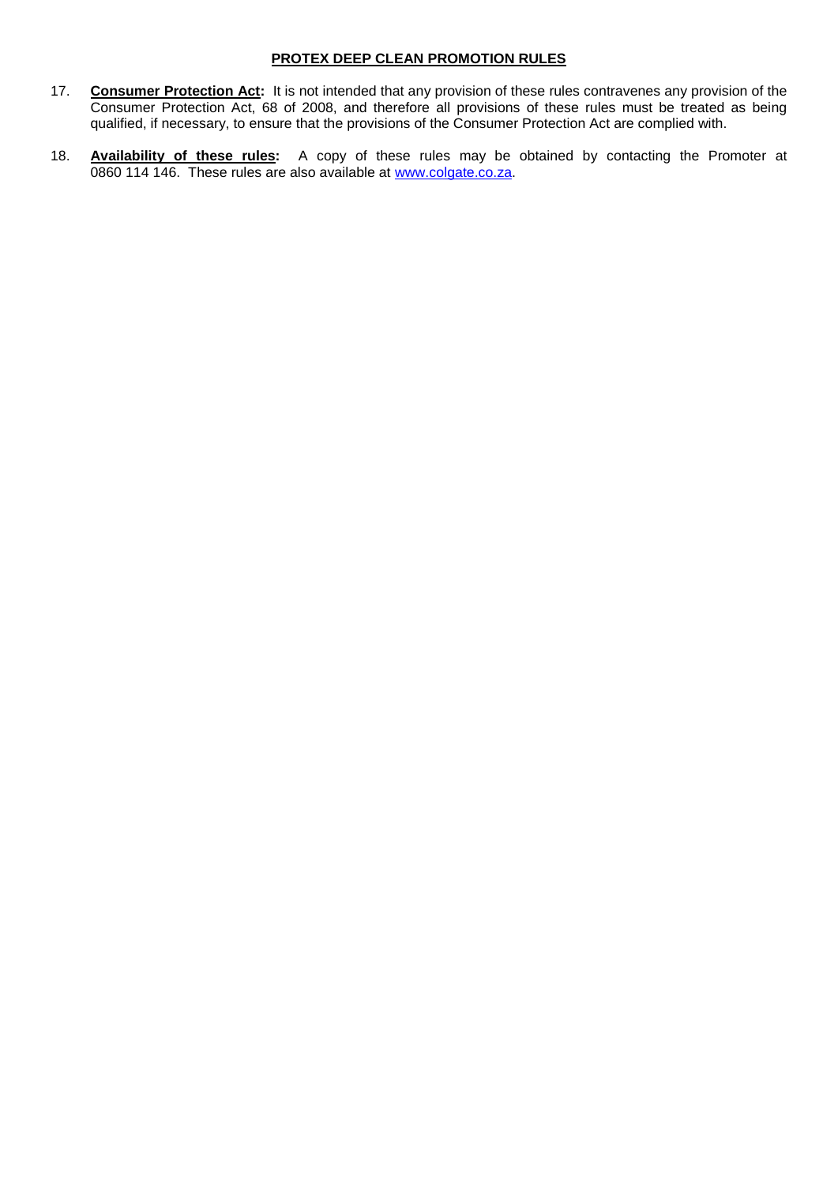17. **Consumer Protection Act:** It is not intended that any provision of these rules contravenes any provision of the Consumer Protection Act, 68 of 2008, and therefore all provisions of these rules must be treated as being qualified, if necessary, to ensure that the provisions of the Consumer Protection Act are complied with.

18. **Availability of these rules:** A copy of these rules may be obtained by contacting the Promoter at 0860 114 146. These rules are also available at [www.colgate.co.za](http://www.colgate.co.za).